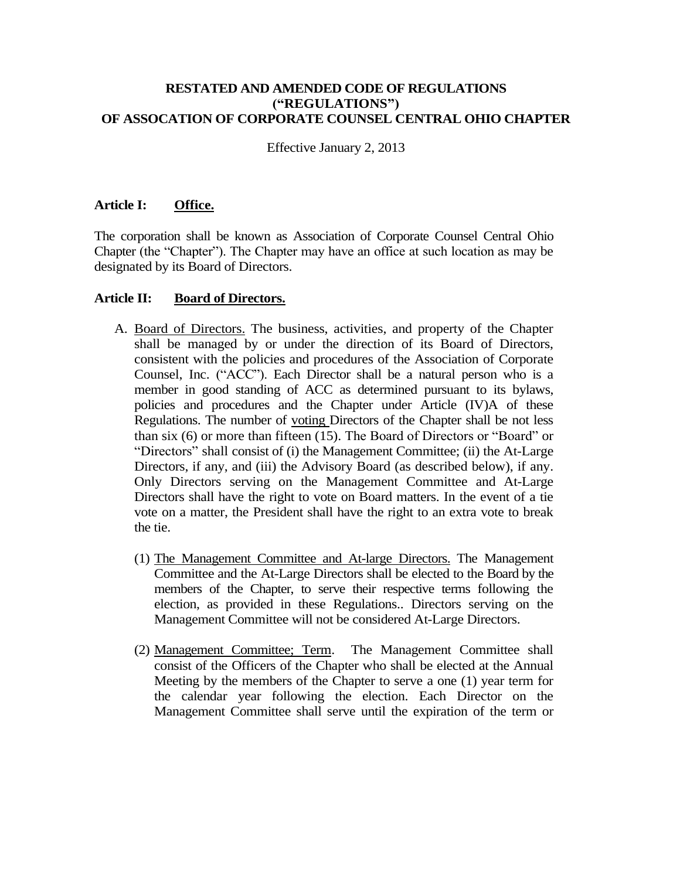**RESTATED AND AMENDED CODE OF REGULATIONS**
**("REGULATIONS")**
**OF ASSOCATION OF CORPORATE COUNSEL CENTRAL OHIO CHAPTER**

Effective January 2, 2013

## Article I: Office.

The corporation shall be known as Association of Corporate Counsel Central Ohio Chapter (the "Chapter"). The Chapter may have an office at such location as may be designated by its Board of Directors.

## Article II: Board of Directors.

A. Board of Directors. The business, activities, and property of the Chapter shall be managed by or under the direction of its Board of Directors, consistent with the policies and procedures of the Association of Corporate Counsel, Inc. ("ACC"). Each Director shall be a natural person who is a member in good standing of ACC as determined pursuant to its bylaws, policies and procedures and the Chapter under Article (IV)A of these Regulations. The number of voting Directors of the Chapter shall be not less than six (6) or more than fifteen (15). The Board of Directors or "Board" or "Directors" shall consist of (i) the Management Committee; (ii) the At-Large Directors, if any, and (iii) the Advisory Board (as described below), if any. Only Directors serving on the Management Committee and At-Large Directors shall have the right to vote on Board matters. In the event of a tie vote on a matter, the President shall have the right to an extra vote to break the tie.

   (1) The Management Committee and At-large Directors. The Management Committee and the At-Large Directors shall be elected to the Board by the members of the Chapter, to serve their respective terms following the election, as provided in these Regulations.. Directors serving on the Management Committee will not be considered At-Large Directors.

   (2) Management Committee; Term. The Management Committee shall consist of the Officers of the Chapter who shall be elected at the Annual Meeting by the members of the Chapter to serve a one (1) year term for the calendar year following the election. Each Director on the Management Committee shall serve until the expiration of the term or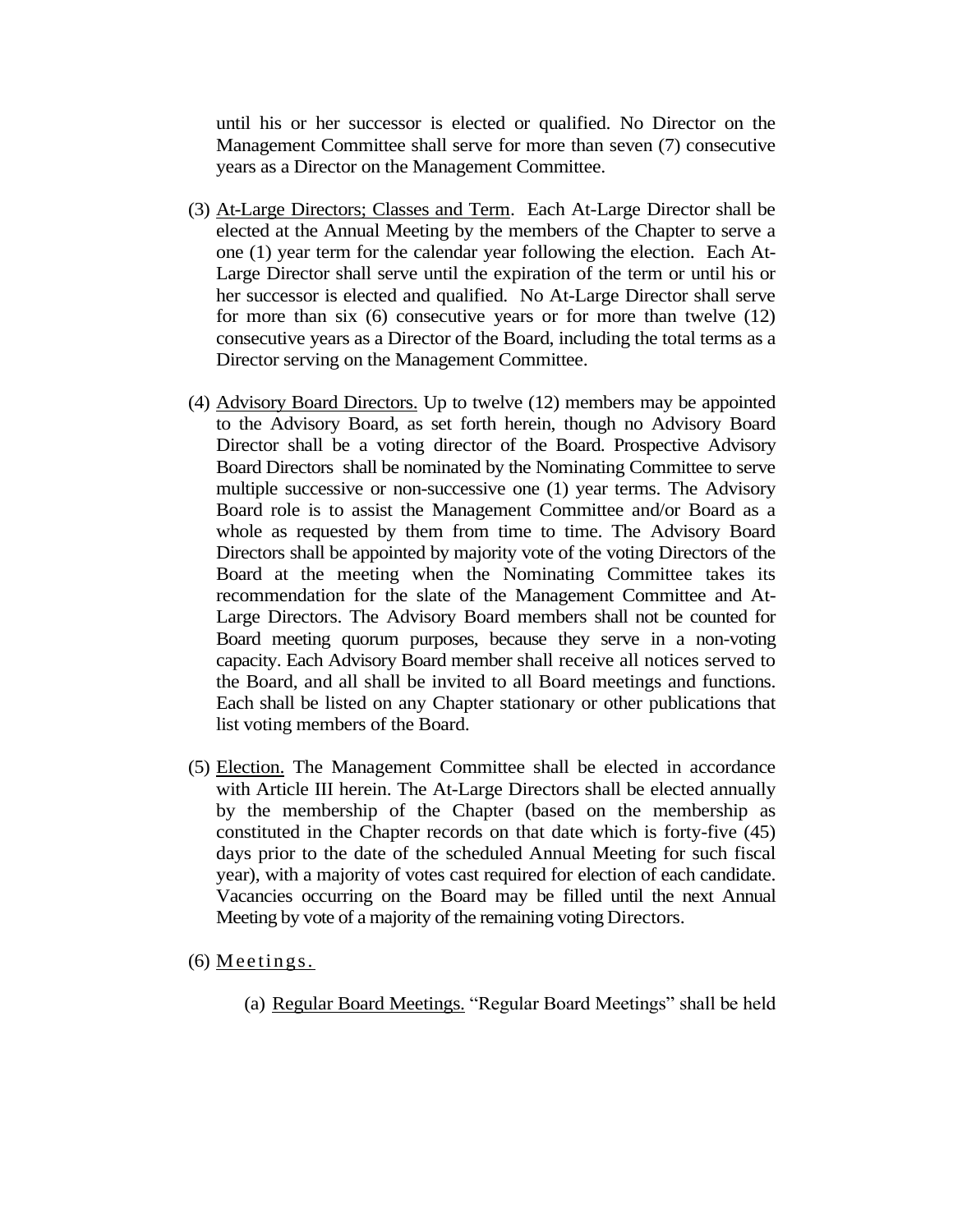until his or her successor is elected or qualified. No Director on the Management Committee shall serve for more than seven (7) consecutive years as a Director on the Management Committee.

(3) At-Large Directors; Classes and Term. Each At-Large Director shall be elected at the Annual Meeting by the members of the Chapter to serve a one (1) year term for the calendar year following the election. Each At-Large Director shall serve until the expiration of the term or until his or her successor is elected and qualified. No At-Large Director shall serve for more than six (6) consecutive years or for more than twelve (12) consecutive years as a Director of the Board, including the total terms as a Director serving on the Management Committee.

(4) Advisory Board Directors. Up to twelve (12) members may be appointed to the Advisory Board, as set forth herein, though no Advisory Board Director shall be a voting director of the Board. Prospective Advisory Board Directors shall be nominated by the Nominating Committee to serve multiple successive or non-successive one (1) year terms. The Advisory Board role is to assist the Management Committee and/or Board as a whole as requested by them from time to time. The Advisory Board Directors shall be appointed by majority vote of the voting Directors of the Board at the meeting when the Nominating Committee takes its recommendation for the slate of the Management Committee and At-Large Directors. The Advisory Board members shall not be counted for Board meeting quorum purposes, because they serve in a non-voting capacity. Each Advisory Board member shall receive all notices served to the Board, and all shall be invited to all Board meetings and functions. Each shall be listed on any Chapter stationary or other publications that list voting members of the Board.

(5) Election. The Management Committee shall be elected in accordance with Article III herein. The At-Large Directors shall be elected annually by the membership of the Chapter (based on the membership as constituted in the Chapter records on that date which is forty-five (45) days prior to the date of the scheduled Annual Meeting for such fiscal year), with a majority of votes cast required for election of each candidate. Vacancies occurring on the Board may be filled until the next Annual Meeting by vote of a majority of the remaining voting Directors.

(6) Meetings.

(a) Regular Board Meetings. "Regular Board Meetings" shall be held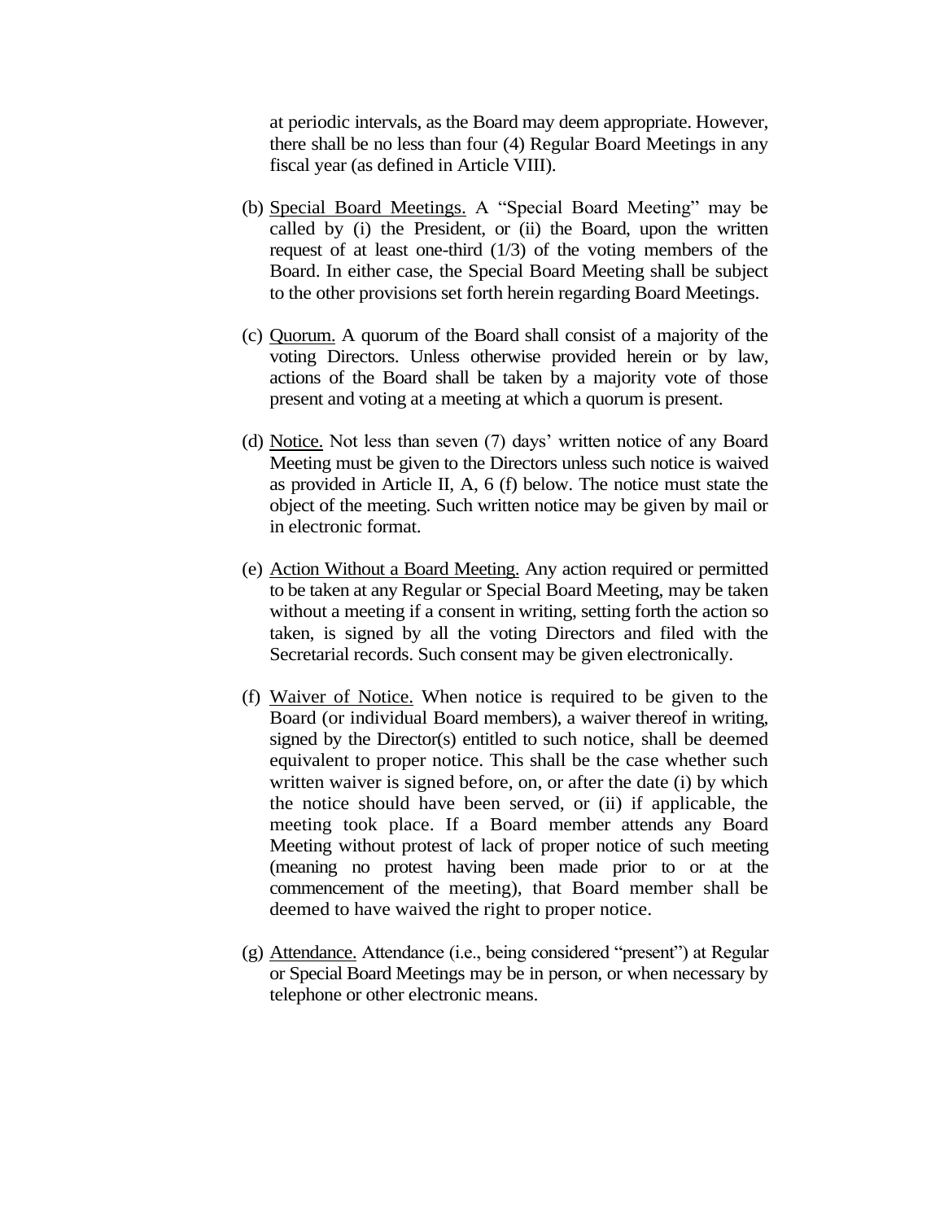at periodic intervals, as the Board may deem appropriate. However, there shall be no less than four (4) Regular Board Meetings in any fiscal year (as defined in Article VIII).

(b) Special Board Meetings. A "Special Board Meeting" may be called by (i) the President, or (ii) the Board, upon the written request of at least one-third (1/3) of the voting members of the Board. In either case, the Special Board Meeting shall be subject to the other provisions set forth herein regarding Board Meetings.

(c) Quorum. A quorum of the Board shall consist of a majority of the voting Directors. Unless otherwise provided herein or by law, actions of the Board shall be taken by a majority vote of those present and voting at a meeting at which a quorum is present.

(d) Notice. Not less than seven (7) days' written notice of any Board Meeting must be given to the Directors unless such notice is waived as provided in Article II, A, 6 (f) below. The notice must state the object of the meeting. Such written notice may be given by mail or in electronic format.

(e) Action Without a Board Meeting. Any action required or permitted to be taken at any Regular or Special Board Meeting, may be taken without a meeting if a consent in writing, setting forth the action so taken, is signed by all the voting Directors and filed with the Secretarial records. Such consent may be given electronically.

(f) Waiver of Notice. When notice is required to be given to the Board (or individual Board members), a waiver thereof in writing, signed by the Director(s) entitled to such notice, shall be deemed equivalent to proper notice. This shall be the case whether such written waiver is signed before, on, or after the date (i) by which the notice should have been served, or (ii) if applicable, the meeting took place. If a Board member attends any Board Meeting without protest of lack of proper notice of such meeting (meaning no protest having been made prior to or at the commencement of the meeting), that Board member shall be deemed to have waived the right to proper notice.

(g) Attendance. Attendance (i.e., being considered "present") at Regular or Special Board Meetings may be in person, or when necessary by telephone or other electronic means.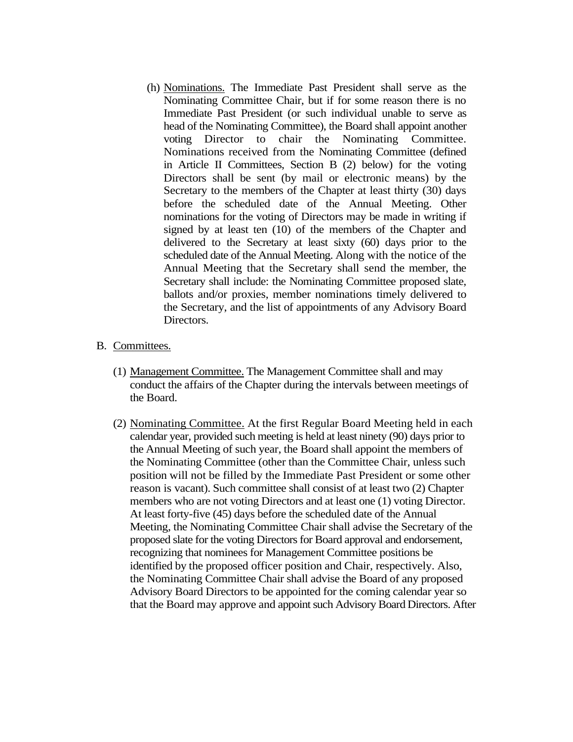(h) Nominations. The Immediate Past President shall serve as the Nominating Committee Chair, but if for some reason there is no Immediate Past President (or such individual unable to serve as head of the Nominating Committee), the Board shall appoint another voting Director to chair the Nominating Committee. Nominations received from the Nominating Committee (defined in Article II Committees, Section B (2) below) for the voting Directors shall be sent (by mail or electronic means) by the Secretary to the members of the Chapter at least thirty (30) days before the scheduled date of the Annual Meeting. Other nominations for the voting of Directors may be made in writing if signed by at least ten (10) of the members of the Chapter and delivered to the Secretary at least sixty (60) days prior to the scheduled date of the Annual Meeting. Along with the notice of the Annual Meeting that the Secretary shall send the member, the Secretary shall include: the Nominating Committee proposed slate, ballots and/or proxies, member nominations timely delivered to the Secretary, and the list of appointments of any Advisory Board Directors.

B. Committees.

(1) Management Committee. The Management Committee shall and may conduct the affairs of the Chapter during the intervals between meetings of the Board.

(2) Nominating Committee. At the first Regular Board Meeting held in each calendar year, provided such meeting is held at least ninety (90) days prior to the Annual Meeting of such year, the Board shall appoint the members of the Nominating Committee (other than the Committee Chair, unless such position will not be filled by the Immediate Past President or some other reason is vacant). Such committee shall consist of at least two (2) Chapter members who are not voting Directors and at least one (1) voting Director. At least forty-five (45) days before the scheduled date of the Annual Meeting, the Nominating Committee Chair shall advise the Secretary of the proposed slate for the voting Directors for Board approval and endorsement, recognizing that nominees for Management Committee positions be identified by the proposed officer position and Chair, respectively. Also, the Nominating Committee Chair shall advise the Board of any proposed Advisory Board Directors to be appointed for the coming calendar year so that the Board may approve and appoint such Advisory Board Directors. After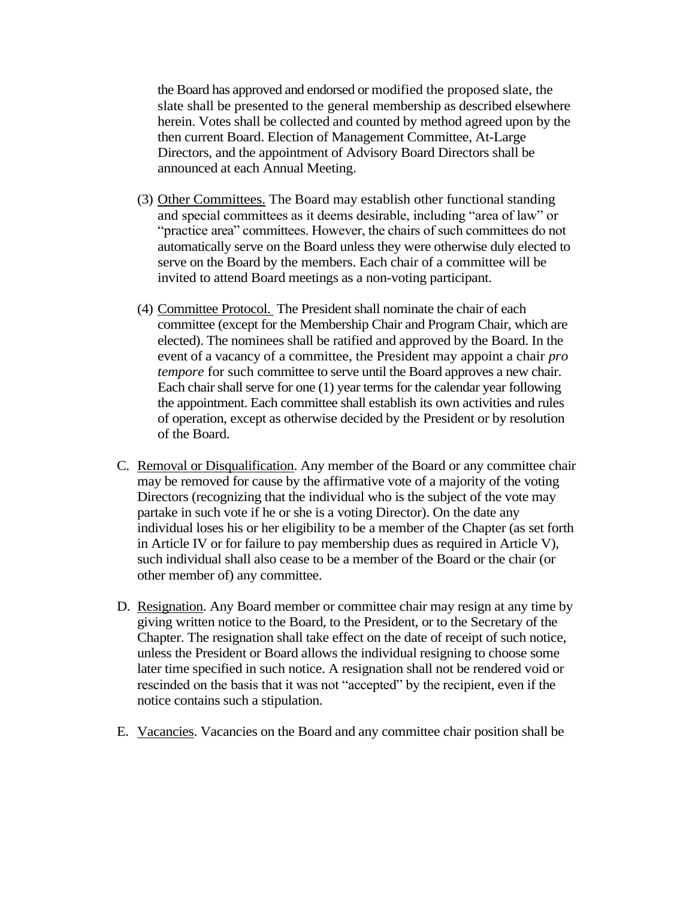the Board has approved and endorsed or modified the proposed slate, the slate shall be presented to the general membership as described elsewhere herein. Votes shall be collected and counted by method agreed upon by the then current Board. Election of Management Committee, At-Large Directors, and the appointment of Advisory Board Directors shall be announced at each Annual Meeting.

(3) Other Committees. The Board may establish other functional standing and special committees as it deems desirable, including "area of law" or "practice area" committees. However, the chairs of such committees do not automatically serve on the Board unless they were otherwise duly elected to serve on the Board by the members. Each chair of a committee will be invited to attend Board meetings as a non-voting participant.

(4) Committee Protocol. The President shall nominate the chair of each committee (except for the Membership Chair and Program Chair, which are elected). The nominees shall be ratified and approved by the Board. In the event of a vacancy of a committee, the President may appoint a chair *pro tempore* for such committee to serve until the Board approves a new chair. Each chair shall serve for one (1) year terms for the calendar year following the appointment. Each committee shall establish its own activities and rules of operation, except as otherwise decided by the President or by resolution of the Board.

C. Removal or Disqualification. Any member of the Board or any committee chair may be removed for cause by the affirmative vote of a majority of the voting Directors (recognizing that the individual who is the subject of the vote may partake in such vote if he or she is a voting Director). On the date any individual loses his or her eligibility to be a member of the Chapter (as set forth in Article IV or for failure to pay membership dues as required in Article V), such individual shall also cease to be a member of the Board or the chair (or other member of) any committee.

D. Resignation. Any Board member or committee chair may resign at any time by giving written notice to the Board, to the President, or to the Secretary of the Chapter. The resignation shall take effect on the date of receipt of such notice, unless the President or Board allows the individual resigning to choose some later time specified in such notice. A resignation shall not be rendered void or rescinded on the basis that it was not "accepted" by the recipient, even if the notice contains such a stipulation.

E. Vacancies. Vacancies on the Board and any committee chair position shall be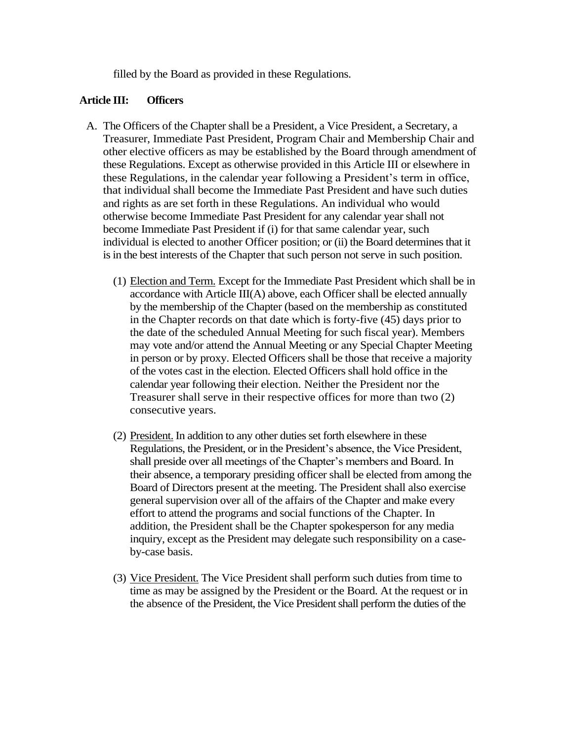filled by the Board as provided in these Regulations.

**Article III: Officers**

A. The Officers of the Chapter shall be a President, a Vice President, a Secretary, a Treasurer, Immediate Past President, Program Chair and Membership Chair and other elective officers as may be established by the Board through amendment of these Regulations. Except as otherwise provided in this Article III or elsewhere in these Regulations, in the calendar year following a President's term in office, that individual shall become the Immediate Past President and have such duties and rights as are set forth in these Regulations. An individual who would otherwise become Immediate Past President for any calendar year shall not become Immediate Past President if (i) for that same calendar year, such individual is elected to another Officer position; or (ii) the Board determines that it is in the best interests of the Chapter that such person not serve in such position.

   (1) Election and Term. Except for the Immediate Past President which shall be in accordance with Article III(A) above, each Officer shall be elected annually by the membership of the Chapter (based on the membership as constituted in the Chapter records on that date which is forty-five (45) days prior to the date of the scheduled Annual Meeting for such fiscal year). Members may vote and/or attend the Annual Meeting or any Special Chapter Meeting in person or by proxy. Elected Officers shall be those that receive a majority of the votes cast in the election. Elected Officers shall hold office in the calendar year following their election. Neither the President nor the Treasurer shall serve in their respective offices for more than two (2) consecutive years.

   (2) President. In addition to any other duties set forth elsewhere in these Regulations, the President, or in the President's absence, the Vice President, shall preside over all meetings of the Chapter's members and Board. In their absence, a temporary presiding officer shall be elected from among the Board of Directors present at the meeting. The President shall also exercise general supervision over all of the affairs of the Chapter and make every effort to attend the programs and social functions of the Chapter. In addition, the President shall be the Chapter spokesperson for any media inquiry, except as the President may delegate such responsibility on a case-by-case basis.

   (3) Vice President. The Vice President shall perform such duties from time to time as may be assigned by the President or the Board. At the request or in the absence of the President, the Vice President shall perform the duties of the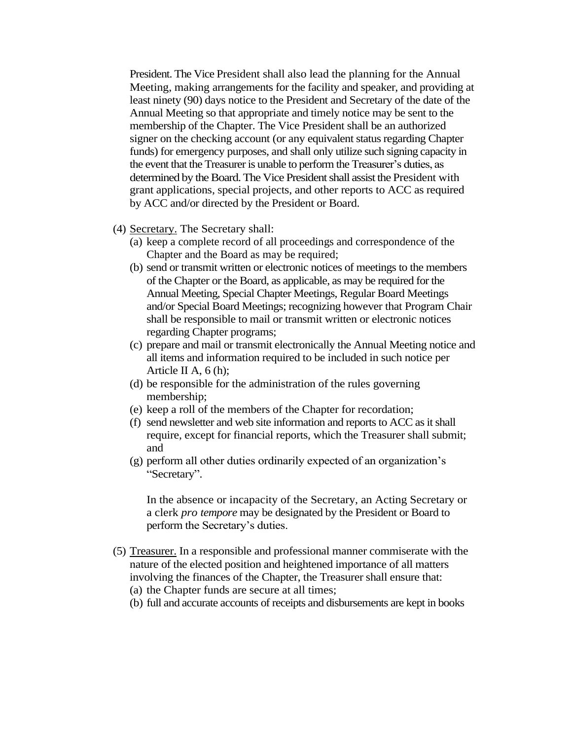President. The Vice President shall also lead the planning for the Annual Meeting, making arrangements for the facility and speaker, and providing at least ninety (90) days notice to the President and Secretary of the date of the Annual Meeting so that appropriate and timely notice may be sent to the membership of the Chapter. The Vice President shall be an authorized signer on the checking account (or any equivalent status regarding Chapter funds) for emergency purposes, and shall only utilize such signing capacity in the event that the Treasurer is unable to perform the Treasurer's duties, as determined by the Board. The Vice President shall assist the President with grant applications, special projects, and other reports to ACC as required by ACC and/or directed by the President or Board.

(4) <u>Secretary.</u> The Secretary shall:
   (a) keep a complete record of all proceedings and correspondence of the Chapter and the Board as may be required;
   (b) send or transmit written or electronic notices of meetings to the members of the Chapter or the Board, as applicable, as may be required for the Annual Meeting, Special Chapter Meetings, Regular Board Meetings and/or Special Board Meetings; recognizing however that Program Chair shall be responsible to mail or transmit written or electronic notices regarding Chapter programs;
   (c) prepare and mail or transmit electronically the Annual Meeting notice and all items and information required to be included in such notice per Article II A, 6 (h);
   (d) be responsible for the administration of the rules governing membership;
   (e) keep a roll of the members of the Chapter for recordation;
   (f) send newsletter and web site information and reports to ACC as it shall require, except for financial reports, which the Treasurer shall submit; and
   (g) perform all other duties ordinarily expected of an organization's "Secretary".

   In the absence or incapacity of the Secretary, an Acting Secretary or a clerk *pro tempore* may be designated by the President or Board to perform the Secretary's duties.

(5) <u>Treasurer.</u> In a responsible and professional manner commiserate with the nature of the elected position and heightened importance of all matters involving the finances of the Chapter, the Treasurer shall ensure that:
   (a) the Chapter funds are secure at all times;
   (b) full and accurate accounts of receipts and disbursements are kept in books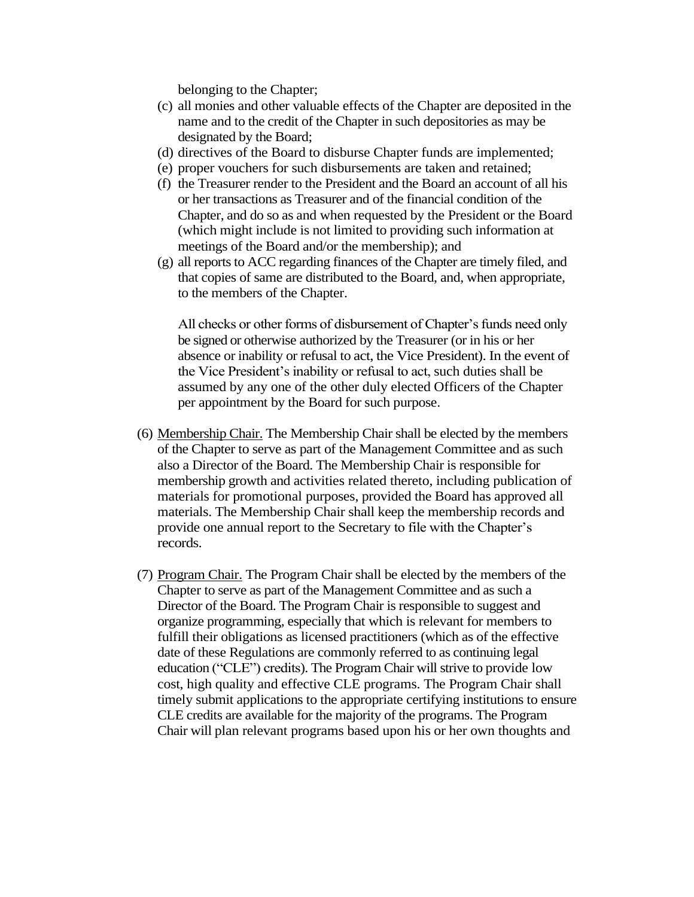belonging to the Chapter;

(c) all monies and other valuable effects of the Chapter are deposited in the name and to the credit of the Chapter in such depositories as may be designated by the Board;

(d) directives of the Board to disburse Chapter funds are implemented;

(e) proper vouchers for such disbursements are taken and retained;

(f) the Treasurer render to the President and the Board an account of all his or her transactions as Treasurer and of the financial condition of the Chapter, and do so as and when requested by the President or the Board (which might include is not limited to providing such information at meetings of the Board and/or the membership); and

(g) all reports to ACC regarding finances of the Chapter are timely filed, and that copies of same are distributed to the Board, and, when appropriate, to the members of the Chapter.

All checks or other forms of disbursement of Chapter's funds need only be signed or otherwise authorized by the Treasurer (or in his or her absence or inability or refusal to act, the Vice President). In the event of the Vice President's inability or refusal to act, such duties shall be assumed by any one of the other duly elected Officers of the Chapter per appointment by the Board for such purpose.

(6) Membership Chair. The Membership Chair shall be elected by the members of the Chapter to serve as part of the Management Committee and as such also a Director of the Board. The Membership Chair is responsible for membership growth and activities related thereto, including publication of materials for promotional purposes, provided the Board has approved all materials. The Membership Chair shall keep the membership records and provide one annual report to the Secretary to file with the Chapter's records.

(7) Program Chair. The Program Chair shall be elected by the members of the Chapter to serve as part of the Management Committee and as such a Director of the Board. The Program Chair is responsible to suggest and organize programming, especially that which is relevant for members to fulfill their obligations as licensed practitioners (which as of the effective date of these Regulations are commonly referred to as continuing legal education ("CLE") credits). The Program Chair will strive to provide low cost, high quality and effective CLE programs. The Program Chair shall timely submit applications to the appropriate certifying institutions to ensure CLE credits are available for the majority of the programs. The Program Chair will plan relevant programs based upon his or her own thoughts and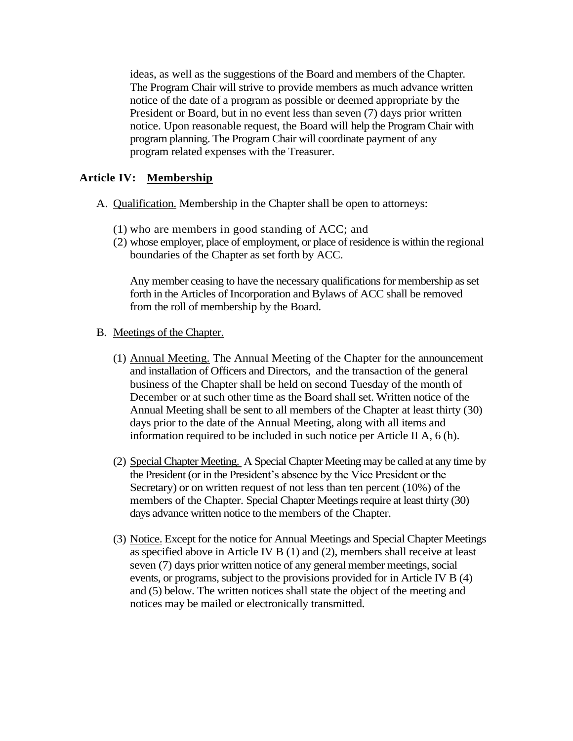ideas, as well as the suggestions of the Board and members of the Chapter. The Program Chair will strive to provide members as much advance written notice of the date of a program as possible or deemed appropriate by the President or Board, but in no event less than seven (7) days prior written notice. Upon reasonable request, the Board will help the Program Chair with program planning. The Program Chair will coordinate payment of any program related expenses with the Treasurer.

## Article IV: Membership

A. Qualification. Membership in the Chapter shall be open to attorneys:

   (1) who are members in good standing of ACC; and
   (2) whose employer, place of employment, or place of residence is within the regional boundaries of the Chapter as set forth by ACC.

   Any member ceasing to have the necessary qualifications for membership as set forth in the Articles of Incorporation and Bylaws of ACC shall be removed from the roll of membership by the Board.

B. Meetings of the Chapter.

   (1) Annual Meeting. The Annual Meeting of the Chapter for the announcement and installation of Officers and Directors, and the transaction of the general business of the Chapter shall be held on second Tuesday of the month of December or at such other time as the Board shall set. Written notice of the Annual Meeting shall be sent to all members of the Chapter at least thirty (30) days prior to the date of the Annual Meeting, along with all items and information required to be included in such notice per Article II A, 6 (h).

   (2) Special Chapter Meeting. A Special Chapter Meeting may be called at any time by the President (or in the President's absence by the Vice President or the Secretary) or on written request of not less than ten percent (10%) of the members of the Chapter. Special Chapter Meetings require at least thirty (30) days advance written notice to the members of the Chapter.

   (3) Notice. Except for the notice for Annual Meetings and Special Chapter Meetings as specified above in Article IV B (1) and (2), members shall receive at least seven (7) days prior written notice of any general member meetings, social events, or programs, subject to the provisions provided for in Article IV B (4) and (5) below. The written notices shall state the object of the meeting and notices may be mailed or electronically transmitted.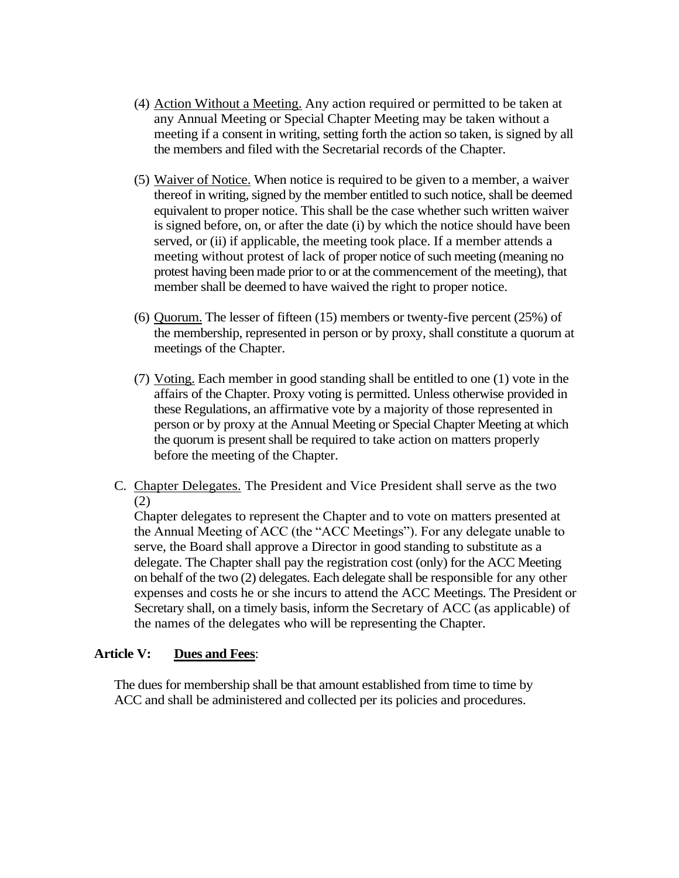(4) Action Without a Meeting. Any action required or permitted to be taken at any Annual Meeting or Special Chapter Meeting may be taken without a meeting if a consent in writing, setting forth the action so taken, is signed by all the members and filed with the Secretarial records of the Chapter.

(5) Waiver of Notice. When notice is required to be given to a member, a waiver thereof in writing, signed by the member entitled to such notice, shall be deemed equivalent to proper notice. This shall be the case whether such written waiver is signed before, on, or after the date (i) by which the notice should have been served, or (ii) if applicable, the meeting took place. If a member attends a meeting without protest of lack of proper notice of such meeting (meaning no protest having been made prior to or at the commencement of the meeting), that member shall be deemed to have waived the right to proper notice.

(6) Quorum. The lesser of fifteen (15) members or twenty-five percent (25%) of the membership, represented in person or by proxy, shall constitute a quorum at meetings of the Chapter.

(7) Voting. Each member in good standing shall be entitled to one (1) vote in the affairs of the Chapter. Proxy voting is permitted. Unless otherwise provided in these Regulations, an affirmative vote by a majority of those represented in person or by proxy at the Annual Meeting or Special Chapter Meeting at which the quorum is present shall be required to take action on matters properly before the meeting of the Chapter.

C. Chapter Delegates. The President and Vice President shall serve as the two (2) Chapter delegates to represent the Chapter and to vote on matters presented at the Annual Meeting of ACC (the "ACC Meetings"). For any delegate unable to serve, the Board shall approve a Director in good standing to substitute as a delegate. The Chapter shall pay the registration cost (only) for the ACC Meeting on behalf of the two (2) delegates. Each delegate shall be responsible for any other expenses and costs he or she incurs to attend the ACC Meetings. The President or Secretary shall, on a timely basis, inform the Secretary of ACC (as applicable) of the names of the delegates who will be representing the Chapter.

## Article V: Dues and Fees:

The dues for membership shall be that amount established from time to time by ACC and shall be administered and collected per its policies and procedures.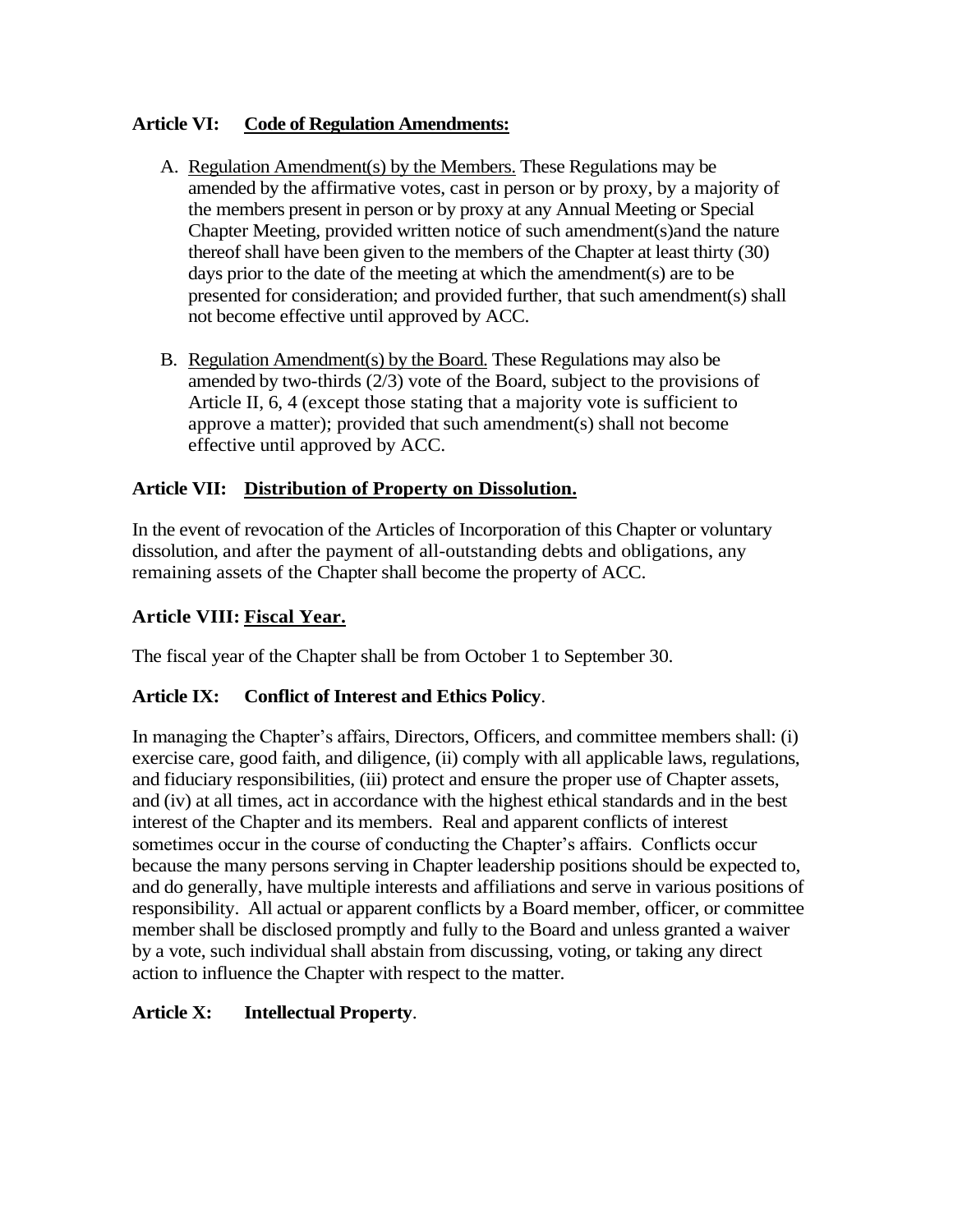**Article VI: Code of Regulation Amendments:**

A. Regulation Amendment(s) by the Members. These Regulations may be amended by the affirmative votes, cast in person or by proxy, by a majority of the members present in person or by proxy at any Annual Meeting or Special Chapter Meeting, provided written notice of such amendment(s)and the nature thereof shall have been given to the members of the Chapter at least thirty (30) days prior to the date of the meeting at which the amendment(s) are to be presented for consideration; and provided further, that such amendment(s) shall not become effective until approved by ACC.

B. Regulation Amendment(s) by the Board. These Regulations may also be amended by two-thirds (2/3) vote of the Board, subject to the provisions of Article II, 6, 4 (except those stating that a majority vote is sufficient to approve a matter); provided that such amendment(s) shall not become effective until approved by ACC.

**Article VII: Distribution of Property on Dissolution.**

In the event of revocation of the Articles of Incorporation of this Chapter or voluntary dissolution, and after the payment of all-outstanding debts and obligations, any remaining assets of the Chapter shall become the property of ACC.

**Article VIII: Fiscal Year.**

The fiscal year of the Chapter shall be from October 1 to September 30.

**Article IX: Conflict of Interest and Ethics Policy**.

In managing the Chapter's affairs, Directors, Officers, and committee members shall: (i) exercise care, good faith, and diligence, (ii) comply with all applicable laws, regulations, and fiduciary responsibilities, (iii) protect and ensure the proper use of Chapter assets, and (iv) at all times, act in accordance with the highest ethical standards and in the best interest of the Chapter and its members. Real and apparent conflicts of interest sometimes occur in the course of conducting the Chapter's affairs. Conflicts occur because the many persons serving in Chapter leadership positions should be expected to, and do generally, have multiple interests and affiliations and serve in various positions of responsibility. All actual or apparent conflicts by a Board member, officer, or committee member shall be disclosed promptly and fully to the Board and unless granted a waiver by a vote, such individual shall abstain from discussing, voting, or taking any direct action to influence the Chapter with respect to the matter.

**Article X: Intellectual Property**.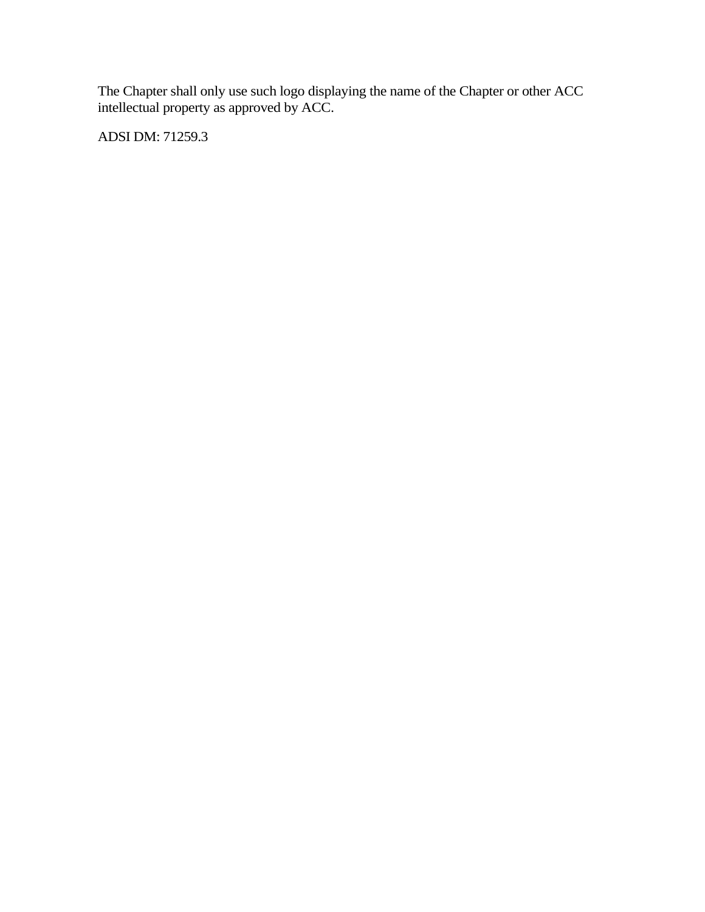The Chapter shall only use such logo displaying the name of the Chapter or other ACC intellectual property as approved by ACC.

ADSI DM: 71259.3